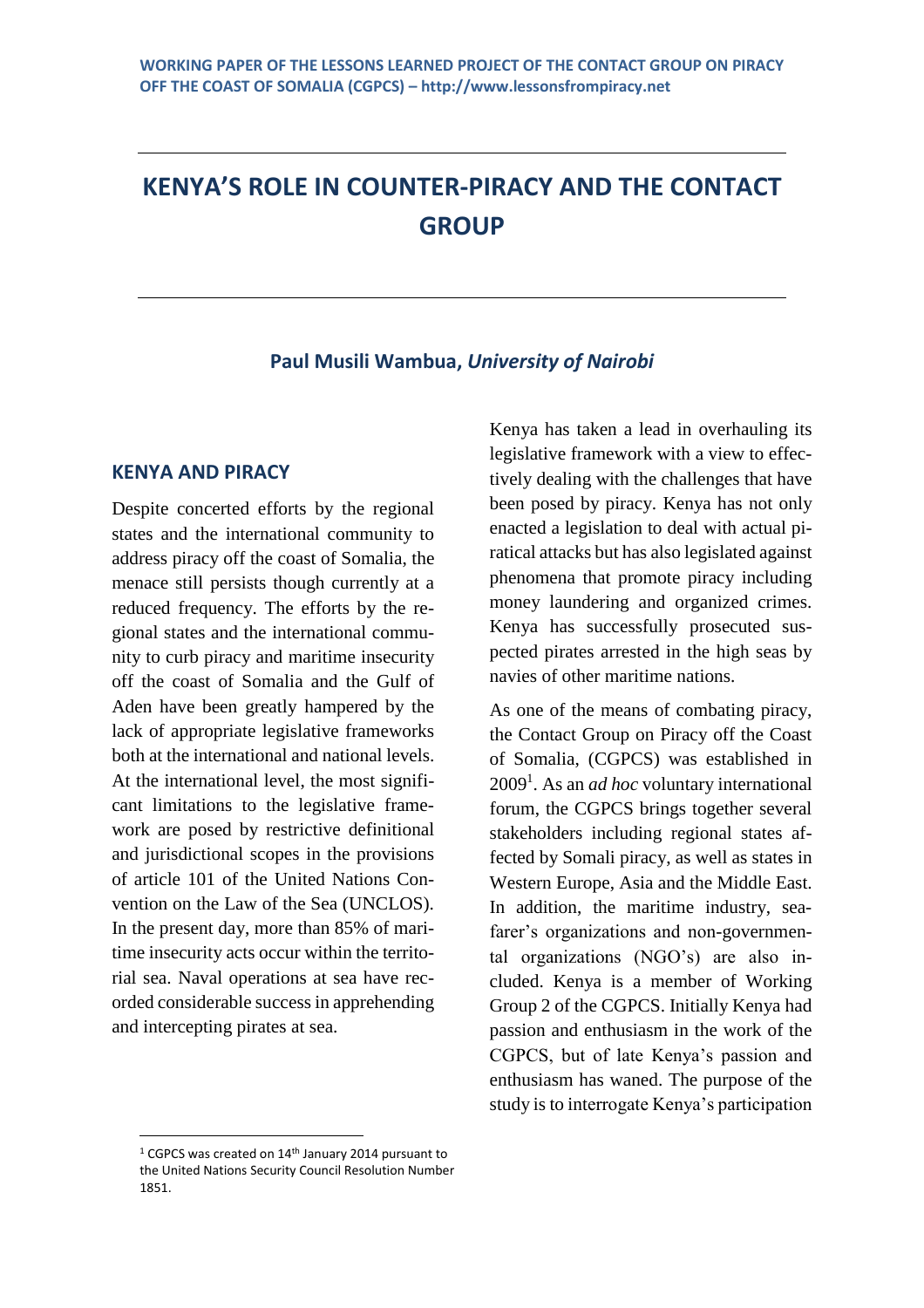WORKING PAPER OF THE LESSONS LEARNED PROJECT OF THE CONTACT GROUP ON PIRACY OFF THE COAST OF SOMALIA (CGPCS) – http://www.lessonsfrompiracy.net

# KENYA'S ROLE IN COUNTER-PIRACY AND THE CONTACT GROUP

**Paul Musili Wambua, *University of Nairobi***

## KENYA AND PIRACY

Despite concerted efforts by the regional states and the international community to address piracy off the coast of Somalia, the menace still persists though currently at a reduced frequency. The efforts by the regional states and the international community to curb piracy and maritime insecurity off the coast of Somalia and the Gulf of Aden have been greatly hampered by the lack of appropriate legislative frameworks both at the international and national levels. At the international level, the most significant limitations to the legislative framework are posed by restrictive definitional and jurisdictional scopes in the provisions of article 101 of the United Nations Convention on the Law of the Sea (UNCLOS). In the present day, more than 85% of maritime insecurity acts occur within the territorial sea. Naval operations at sea have recorded considerable success in apprehending and intercepting pirates at sea.

Kenya has taken a lead in overhauling its legislative framework with a view to effectively dealing with the challenges that have been posed by piracy. Kenya has not only enacted a legislation to deal with actual piratical attacks but has also legislated against phenomena that promote piracy including money laundering and organized crimes. Kenya has successfully prosecuted suspected pirates arrested in the high seas by navies of other maritime nations.

As one of the means of combating piracy, the Contact Group on Piracy off the Coast of Somalia, (CGPCS) was established in 2009[1]. As an *ad hoc* voluntary international forum, the CGPCS brings together several stakeholders including regional states affected by Somali piracy, as well as states in Western Europe, Asia and the Middle East. In addition, the maritime industry, seafarer's organizations and non-governmental organizations (NGO's) are also included. Kenya is a member of Working Group 2 of the CGPCS. Initially Kenya had passion and enthusiasm in the work of the CGPCS, but of late Kenya's passion and enthusiasm has waned. The purpose of the study is to interrogate Kenya's participation

[1] CGPCS was created on 14th January 2014 pursuant to the United Nations Security Council Resolution Number 1851.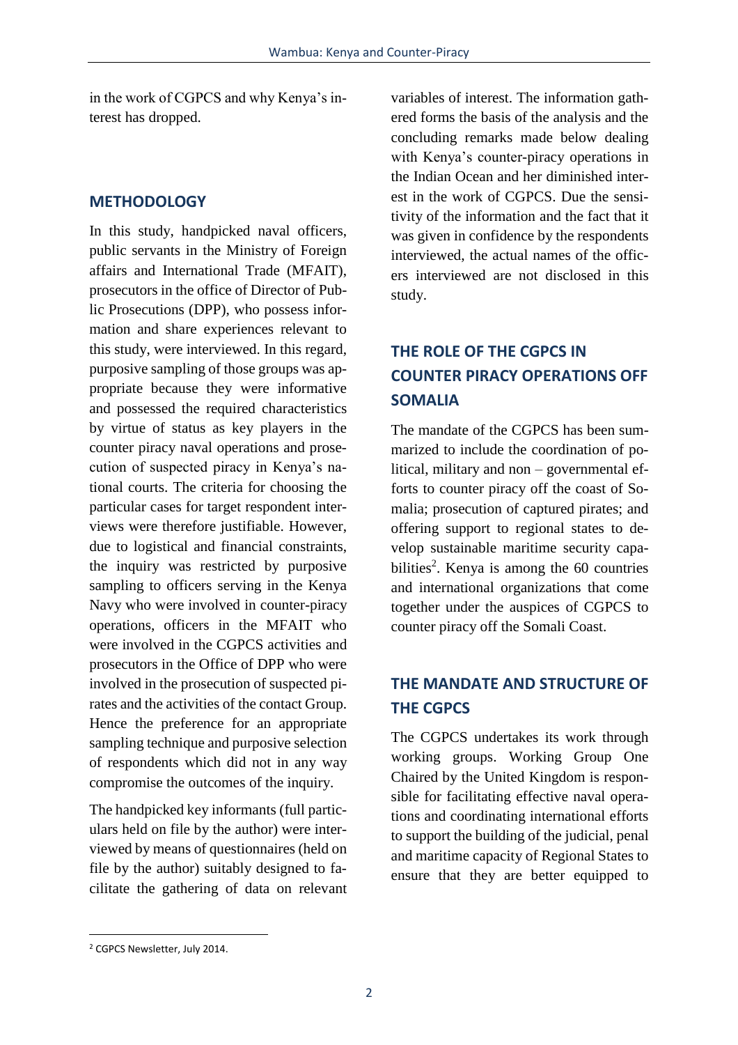in the work of CGPCS and why Kenya's interest has dropped.

## METHODOLOGY

In this study, handpicked naval officers, public servants in the Ministry of Foreign affairs and International Trade (MFAIT), prosecutors in the office of Director of Public Prosecutions (DPP), who possess information and share experiences relevant to this study, were interviewed. In this regard, purposive sampling of those groups was appropriate because they were informative and possessed the required characteristics by virtue of status as key players in the counter piracy naval operations and prosecution of suspected piracy in Kenya's national courts. The criteria for choosing the particular cases for target respondent interviews were therefore justifiable. However, due to logistical and financial constraints, the inquiry was restricted by purposive sampling to officers serving in the Kenya Navy who were involved in counter-piracy operations, officers in the MFAIT who were involved in the CGPCS activities and prosecutors in the Office of DPP who were involved in the prosecution of suspected pirates and the activities of the contact Group. Hence the preference for an appropriate sampling technique and purposive selection of respondents which did not in any way compromise the outcomes of the inquiry.

The handpicked key informants (full particulars held on file by the author) were interviewed by means of questionnaires (held on file by the author) suitably designed to facilitate the gathering of data on relevant variables of interest. The information gathered forms the basis of the analysis and the concluding remarks made below dealing with Kenya's counter-piracy operations in the Indian Ocean and her diminished interest in the work of CGPCS. Due the sensitivity of the information and the fact that it was given in confidence by the respondents interviewed, the actual names of the officers interviewed are not disclosed in this study.

## THE ROLE OF THE CGPCS IN COUNTER PIRACY OPERATIONS OFF SOMALIA

The mandate of the CGPCS has been summarized to include the coordination of political, military and non – governmental efforts to counter piracy off the coast of Somalia; prosecution of captured pirates; and offering support to regional states to develop sustainable maritime security capabilities[2]. Kenya is among the 60 countries and international organizations that come together under the auspices of CGPCS to counter piracy off the Somali Coast.

## THE MANDATE AND STRUCTURE OF THE CGPCS

The CGPCS undertakes its work through working groups. Working Group One Chaired by the United Kingdom is responsible for facilitating effective naval operations and coordinating international efforts to support the building of the judicial, penal and maritime capacity of Regional States to ensure that they are better equipped to

---

[2] CGPCS Newsletter, July 2014.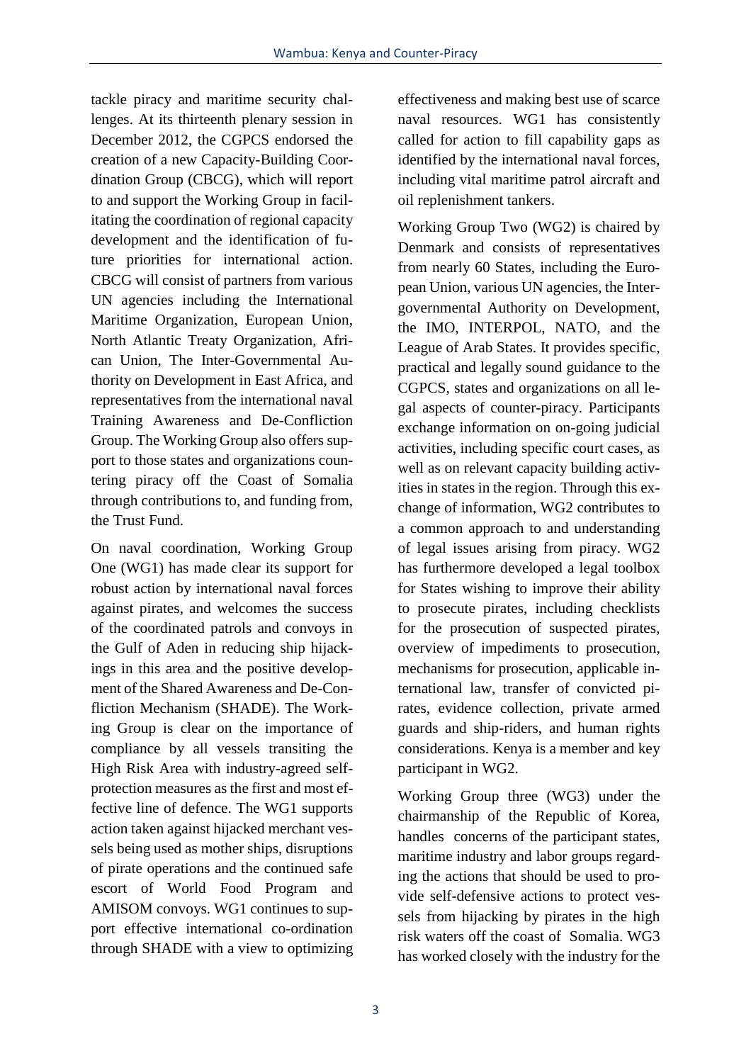tackle piracy and maritime security challenges. At its thirteenth plenary session in December 2012, the CGPCS endorsed the creation of a new Capacity-Building Coordination Group (CBCG), which will report to and support the Working Group in facilitating the coordination of regional capacity development and the identification of future priorities for international action. CBCG will consist of partners from various UN agencies including the International Maritime Organization, European Union, North Atlantic Treaty Organization, African Union, The Inter-Governmental Authority on Development in East Africa, and representatives from the international naval Training Awareness and De-Confliction Group. The Working Group also offers support to those states and organizations countering piracy off the Coast of Somalia through contributions to, and funding from, the Trust Fund.

On naval coordination, Working Group One (WG1) has made clear its support for robust action by international naval forces against pirates, and welcomes the success of the coordinated patrols and convoys in the Gulf of Aden in reducing ship hijackings in this area and the positive development of the Shared Awareness and De-Confliction Mechanism (SHADE). The Working Group is clear on the importance of compliance by all vessels transiting the High Risk Area with industry-agreed self-protection measures as the first and most effective line of defence. The WG1 supports action taken against hijacked merchant vessels being used as mother ships, disruptions of pirate operations and the continued safe escort of World Food Program and AMISOM convoys. WG1 continues to support effective international co-ordination through SHADE with a view to optimizing effectiveness and making best use of scarce naval resources. WG1 has consistently called for action to fill capability gaps as identified by the international naval forces, including vital maritime patrol aircraft and oil replenishment tankers.

Working Group Two (WG2) is chaired by Denmark and consists of representatives from nearly 60 States, including the European Union, various UN agencies, the Intergovernmental Authority on Development, the IMO, INTERPOL, NATO, and the League of Arab States. It provides specific, practical and legally sound guidance to the CGPCS, states and organizations on all legal aspects of counter-piracy. Participants exchange information on on-going judicial activities, including specific court cases, as well as on relevant capacity building activities in states in the region. Through this exchange of information, WG2 contributes to a common approach to and understanding of legal issues arising from piracy. WG2 has furthermore developed a legal toolbox for States wishing to improve their ability to prosecute pirates, including checklists for the prosecution of suspected pirates, overview of impediments to prosecution, mechanisms for prosecution, applicable international law, transfer of convicted pirates, evidence collection, private armed guards and ship-riders, and human rights considerations. Kenya is a member and key participant in WG2.

Working Group three (WG3) under the chairmanship of the Republic of Korea, handles concerns of the participant states, maritime industry and labor groups regarding the actions that should be used to provide self-defensive actions to protect vessels from hijacking by pirates in the high risk waters off the coast of Somalia. WG3 has worked closely with the industry for the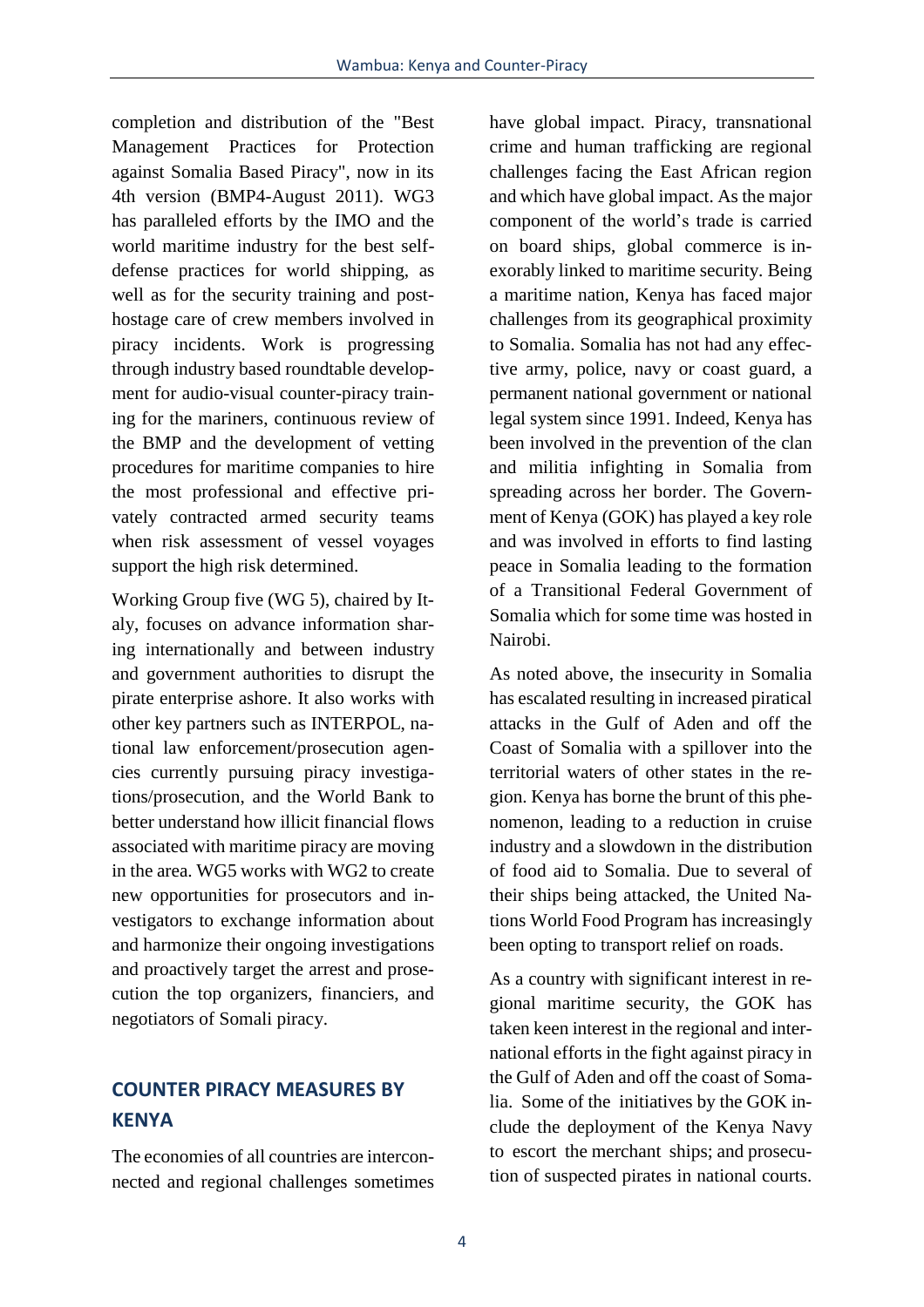completion and distribution of the "Best Management Practices for Protection against Somalia Based Piracy", now in its 4th version (BMP4-August 2011). WG3 has paralleled efforts by the IMO and the world maritime industry for the best self-defense practices for world shipping, as well as for the security training and post-hostage care of crew members involved in piracy incidents. Work is progressing through industry based roundtable development for audio-visual counter-piracy training for the mariners, continuous review of the BMP and the development of vetting procedures for maritime companies to hire the most professional and effective privately contracted armed security teams when risk assessment of vessel voyages support the high risk determined.

Working Group five (WG 5), chaired by Italy, focuses on advance information sharing internationally and between industry and government authorities to disrupt the pirate enterprise ashore. It also works with other key partners such as INTERPOL, national law enforcement/prosecution agencies currently pursuing piracy investigations/prosecution, and the World Bank to better understand how illicit financial flows associated with maritime piracy are moving in the area. WG5 works with WG2 to create new opportunities for prosecutors and investigators to exchange information about and harmonize their ongoing investigations and proactively target the arrest and prosecution the top organizers, financiers, and negotiators of Somali piracy.

## COUNTER PIRACY MEASURES BY KENYA

The economies of all countries are interconnected and regional challenges sometimes have global impact. Piracy, transnational crime and human trafficking are regional challenges facing the East African region and which have global impact. As the major component of the world's trade is carried on board ships, global commerce is inexorably linked to maritime security. Being a maritime nation, Kenya has faced major challenges from its geographical proximity to Somalia. Somalia has not had any effective army, police, navy or coast guard, a permanent national government or national legal system since 1991. Indeed, Kenya has been involved in the prevention of the clan and militia infighting in Somalia from spreading across her border. The Government of Kenya (GOK) has played a key role and was involved in efforts to find lasting peace in Somalia leading to the formation of a Transitional Federal Government of Somalia which for some time was hosted in Nairobi.

As noted above, the insecurity in Somalia has escalated resulting in increased piratical attacks in the Gulf of Aden and off the Coast of Somalia with a spillover into the territorial waters of other states in the region. Kenya has borne the brunt of this phenomenon, leading to a reduction in cruise industry and a slowdown in the distribution of food aid to Somalia. Due to several of their ships being attacked, the United Nations World Food Program has increasingly been opting to transport relief on roads.

As a country with significant interest in regional maritime security, the GOK has taken keen interest in the regional and international efforts in the fight against piracy in the Gulf of Aden and off the coast of Somalia. Some of the initiatives by the GOK include the deployment of the Kenya Navy to escort the merchant ships; and prosecution of suspected pirates in national courts.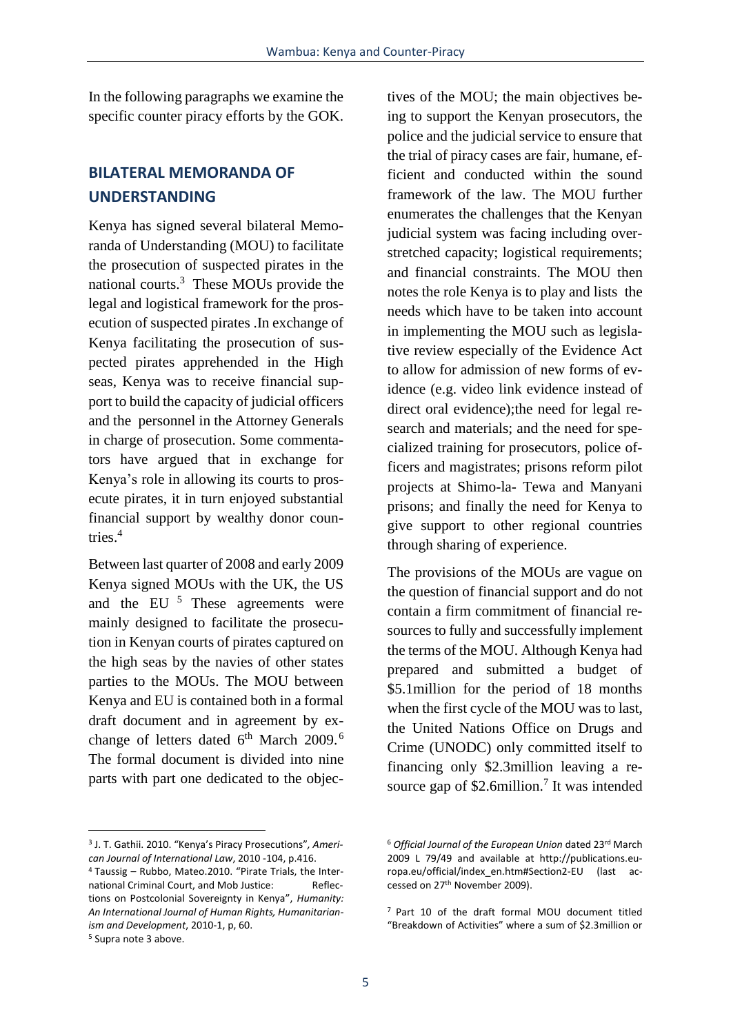In the following paragraphs we examine the specific counter piracy efforts by the GOK.

## BILATERAL MEMORANDA OF UNDERSTANDING

Kenya has signed several bilateral Memoranda of Understanding (MOU) to facilitate the prosecution of suspected pirates in the national courts.[3] These MOUs provide the legal and logistical framework for the prosecution of suspected pirates .In exchange of Kenya facilitating the prosecution of suspected pirates apprehended in the High seas, Kenya was to receive financial support to build the capacity of judicial officers and the personnel in the Attorney Generals in charge of prosecution. Some commentators have argued that in exchange for Kenya's role in allowing its courts to prosecute pirates, it in turn enjoyed substantial financial support by wealthy donor countries.[4]

Between last quarter of 2008 and early 2009 Kenya signed MOUs with the UK, the US and the EU [5] These agreements were mainly designed to facilitate the prosecution in Kenyan courts of pirates captured on the high seas by the navies of other states parties to the MOUs. The MOU between Kenya and EU is contained both in a formal draft document and in agreement by exchange of letters dated 6th March 2009.[6] The formal document is divided into nine parts with part one dedicated to the objectives of the MOU; the main objectives being to support the Kenyan prosecutors, the police and the judicial service to ensure that the trial of piracy cases are fair, humane, efficient and conducted within the sound framework of the law. The MOU further enumerates the challenges that the Kenyan judicial system was facing including overstretched capacity; logistical requirements; and financial constraints. The MOU then notes the role Kenya is to play and lists the needs which have to be taken into account in implementing the MOU such as legislative review especially of the Evidence Act to allow for admission of new forms of evidence (e.g. video link evidence instead of direct oral evidence);the need for legal research and materials; and the need for specialized training for prosecutors, police officers and magistrates; prisons reform pilot projects at Shimo-la- Tewa and Manyani prisons; and finally the need for Kenya to give support to other regional countries through sharing of experience.

The provisions of the MOUs are vague on the question of financial support and do not contain a firm commitment of financial resources to fully and successfully implement the terms of the MOU. Although Kenya had prepared and submitted a budget of \$5.1million for the period of 18 months when the first cycle of the MOU was to last, the United Nations Office on Drugs and Crime (UNODC) only committed itself to financing only \$2.3million leaving a resource gap of \$2.6million.[7] It was intended

---

[3] J. T. Gathii. 2010. "Kenya's Piracy Prosecutions", *American Journal of International Law*, 2010 -104, p.416.

[4] Taussig – Rubbo, Mateo.2010. "Pirate Trials, the International Criminal Court, and Mob Justice: Reflections on Postcolonial Sovereignty in Kenya", *Humanity: An International Journal of Human Rights, Humanitarianism and Development*, 2010-1, p, 60.

[5] Supra note 3 above.

[6] *Official Journal of the European Union* dated 23rd March 2009 L 79/49 and available at http://publications.europa.eu/official/index_en.htm#Section2-EU (last accessed on 27th November 2009).

[7] Part 10 of the draft formal MOU document titled "Breakdown of Activities" where a sum of \$2.3million or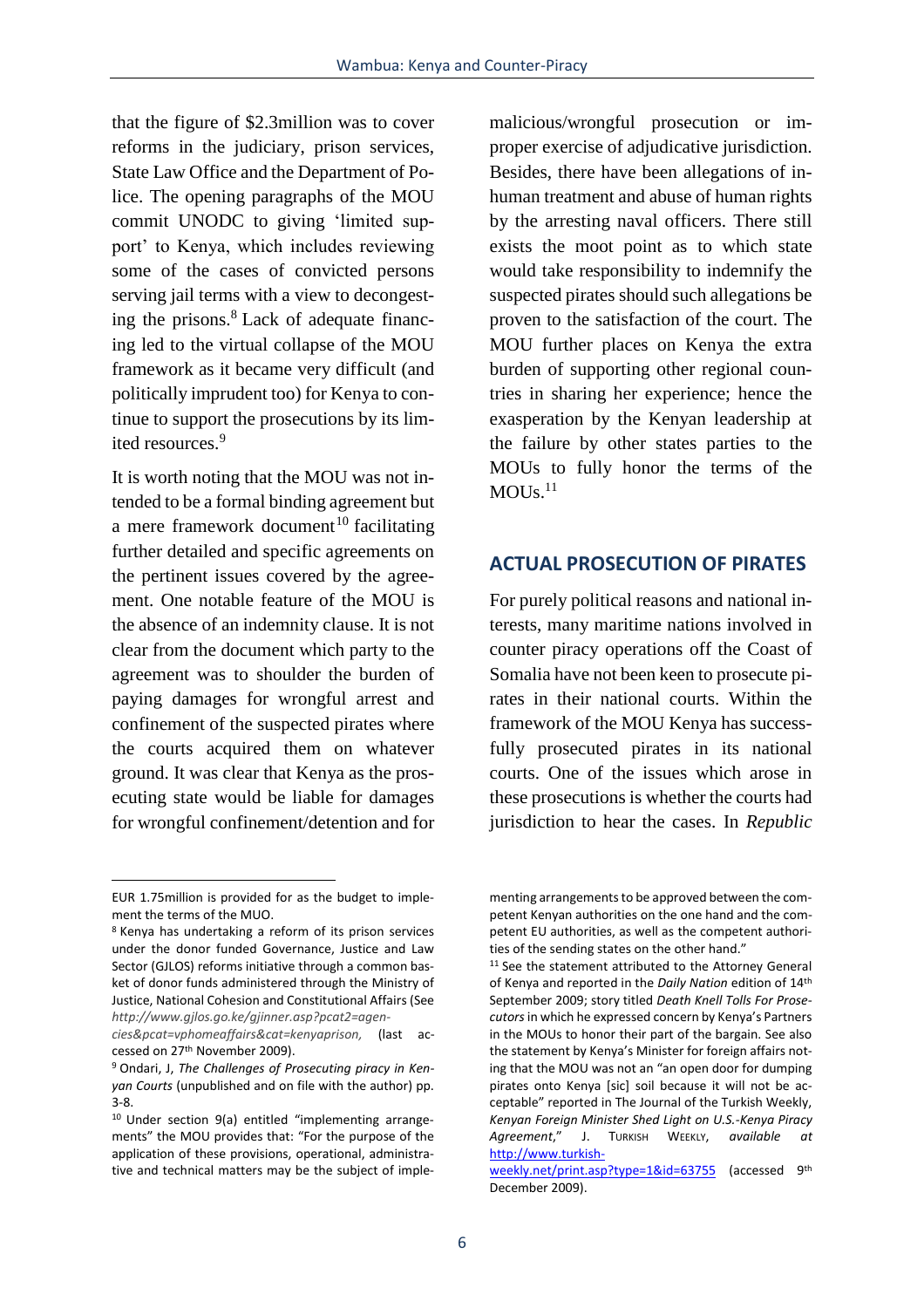that the figure of $2.3million was to cover reforms in the judiciary, prison services, State Law Office and the Department of Police. The opening paragraphs of the MOU commit UNODC to giving 'limited support' to Kenya, which includes reviewing some of the cases of convicted persons serving jail terms with a view to decongesting the prisons.[8] Lack of adequate financing led to the virtual collapse of the MOU framework as it became very difficult (and politically imprudent too) for Kenya to continue to support the prosecutions by its limited resources.[9]

It is worth noting that the MOU was not intended to be a formal binding agreement but a mere framework document[10] facilitating further detailed and specific agreements on the pertinent issues covered by the agreement. One notable feature of the MOU is the absence of an indemnity clause. It is not clear from the document which party to the agreement was to shoulder the burden of paying damages for wrongful arrest and confinement of the suspected pirates where the courts acquired them on whatever ground. It was clear that Kenya as the prosecuting state would be liable for damages for wrongful confinement/detention and for malicious/wrongful prosecution or improper exercise of adjudicative jurisdiction. Besides, there have been allegations of inhuman treatment and abuse of human rights by the arresting naval officers. There still exists the moot point as to which state would take responsibility to indemnify the suspected pirates should such allegations be proven to the satisfaction of the court. The MOU further places on Kenya the extra burden of supporting other regional countries in sharing her experience; hence the exasperation by the Kenyan leadership at the failure by other states parties to the MOUs to fully honor the terms of the MOUs.[11]

## ACTUAL PROSECUTION OF PIRATES

For purely political reasons and national interests, many maritime nations involved in counter piracy operations off the Coast of Somalia have not been keen to prosecute pirates in their national courts. Within the framework of the MOU Kenya has successfully prosecuted pirates in its national courts. One of the issues which arose in these prosecutions is whether the courts had jurisdiction to hear the cases. In *Republic*

---

EUR 1.75million is provided for as the budget to implement the terms of the MUO.

[8] Kenya has undertaking a reform of its prison services under the donor funded Governance, Justice and Law Sector (GJLOS) reforms initiative through a common basket of donor funds administered through the Ministry of Justice, National Cohesion and Constitutional Affairs (See *http://www.gjlos.go.ke/gjinner.asp?pcat2=agencies&pcat=vphomeaffairs&cat=kenyaprison,* (last accessed on 27th November 2009).

[9] Ondari, J, *The Challenges of Prosecuting piracy in Kenyan Courts* (unpublished and on file with the author) pp. 3-8.

[10] Under section 9(a) entitled "implementing arrangements" the MOU provides that: "For the purpose of the application of these provisions, operational, administrative and technical matters may be the subject of implementing arrangements to be approved between the competent Kenyan authorities on the one hand and the competent EU authorities, as well as the competent authorities of the sending states on the other hand."

[11] See the statement attributed to the Attorney General of Kenya and reported in the *Daily Nation* edition of 14th September 2009; story titled *Death Knell Tolls For Prosecutors* in which he expressed concern by Kenya's Partners in the MOUs to honor their part of the bargain. See also the statement by Kenya's Minister for foreign affairs noting that the MOU was not an "an open door for dumping pirates onto Kenya [sic] soil because it will not be acceptable" reported in The Journal of the Turkish Weekly, *Kenyan Foreign Minister Shed Light on U.S.-Kenya Piracy Agreement*," J. TURKISH WEEKLY, *available at* http://www.turkish-weekly.net/print.asp?type=1&id=63755 (accessed 9th December 2009).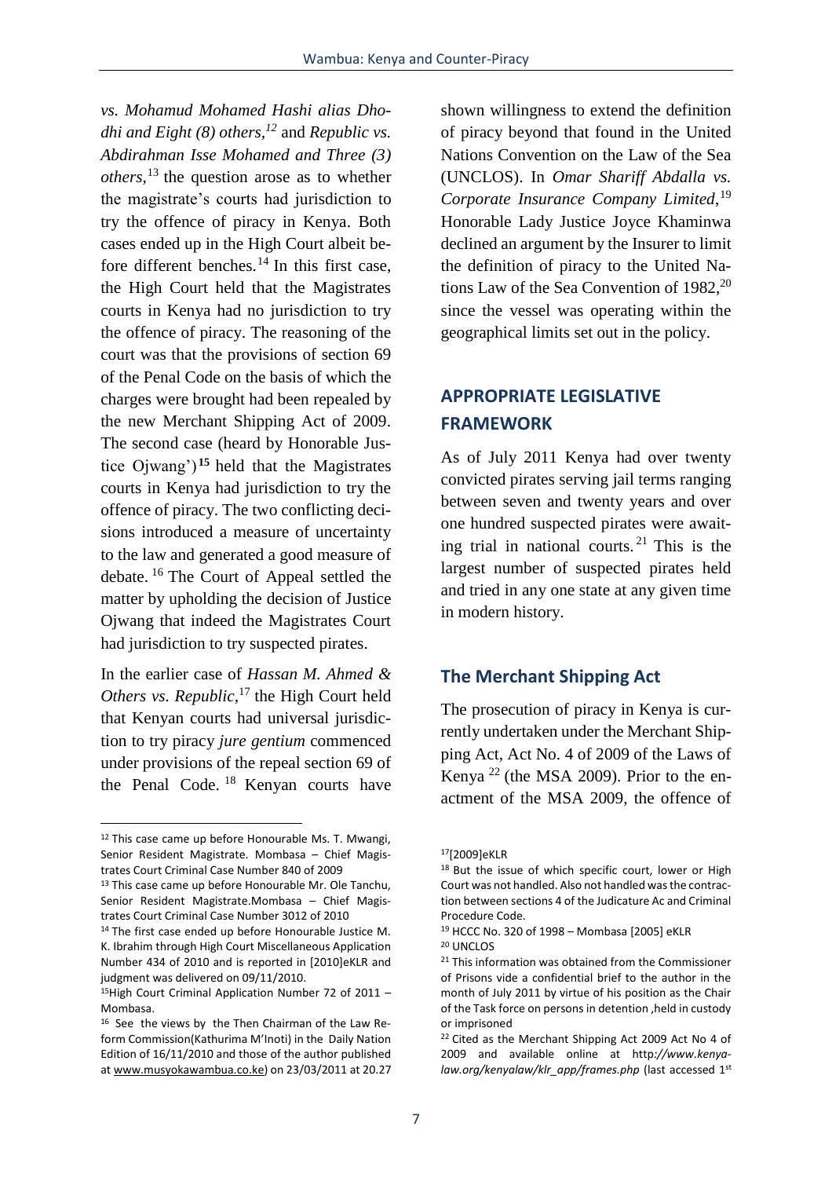*vs. Mohamud Mohamed Hashi alias Dhodhi and Eight (8) others,*[12] and *Republic vs. Abdirahman Isse Mohamed and Three (3) others*,[13] the question arose as to whether the magistrate's courts had jurisdiction to try the offence of piracy in Kenya. Both cases ended up in the High Court albeit before different benches.[14] In this first case, the High Court held that the Magistrates courts in Kenya had no jurisdiction to try the offence of piracy. The reasoning of the court was that the provisions of section 69 of the Penal Code on the basis of which the charges were brought had been repealed by the new Merchant Shipping Act of 2009. The second case (heard by Honorable Justice Ojwang')[15] held that the Magistrates courts in Kenya had jurisdiction to try the offence of piracy. The two conflicting decisions introduced a measure of uncertainty to the law and generated a good measure of debate.[16] The Court of Appeal settled the matter by upholding the decision of Justice Ojwang that indeed the Magistrates Court had jurisdiction to try suspected pirates.

In the earlier case of *Hassan M. Ahmed & Others vs. Republic*,[17] the High Court held that Kenyan courts had universal jurisdiction to try piracy *jure gentium* commenced under provisions of the repeal section 69 of the Penal Code.[18] Kenyan courts have shown willingness to extend the definition of piracy beyond that found in the United Nations Convention on the Law of the Sea (UNCLOS). In *Omar Shariff Abdalla vs. Corporate Insurance Company Limited*,[19] Honorable Lady Justice Joyce Khaminwa declined an argument by the Insurer to limit the definition of piracy to the United Nations Law of the Sea Convention of 1982,[20] since the vessel was operating within the geographical limits set out in the policy.

## APPROPRIATE LEGISLATIVE FRAMEWORK

As of July 2011 Kenya had over twenty convicted pirates serving jail terms ranging between seven and twenty years and over one hundred suspected pirates were awaiting trial in national courts.[21] This is the largest number of suspected pirates held and tried in any one state at any given time in modern history.

### The Merchant Shipping Act

The prosecution of piracy in Kenya is currently undertaken under the Merchant Shipping Act, Act No. 4 of 2009 of the Laws of Kenya[22] (the MSA 2009). Prior to the enactment of the MSA 2009, the offence of

---

[12] This case came up before Honourable Ms. T. Mwangi, Senior Resident Magistrate. Mombasa – Chief Magistrates Court Criminal Case Number 840 of 2009

[13] This case came up before Honourable Mr. Ole Tanchu, Senior Resident Magistrate.Mombasa – Chief Magistrates Court Criminal Case Number 3012 of 2010

[14] The first case ended up before Honourable Justice M. K. Ibrahim through High Court Miscellaneous Application Number 434 of 2010 and is reported in [2010]eKLR and judgment was delivered on 09/11/2010.

[15] High Court Criminal Application Number 72 of 2011 – Mombasa.

[16] See the views by the Then Chairman of the Law Reform Commission(Kathurima M'Inoti) in the Daily Nation Edition of 16/11/2010 and those of the author published at www.musyokawambua.co.ke) on 23/03/2011 at 20.27

[17] [2009]eKLR

[18] But the issue of which specific court, lower or High Court was not handled. Also not handled was the contraction between sections 4 of the Judicature Ac and Criminal Procedure Code.

[19] HCCC No. 320 of 1998 – Mombasa [2005] eKLR

[20] UNCLOS

[21] This information was obtained from the Commissioner of Prisons vide a confidential brief to the author in the month of July 2011 by virtue of his position as the Chair of the Task force on persons in detention ,held in custody or imprisoned

[22] Cited as the Merchant Shipping Act 2009 Act No 4 of 2009 and available online at *http://www.kenyalaw.org/kenyalaw/klr_app/frames.php* (last accessed 1st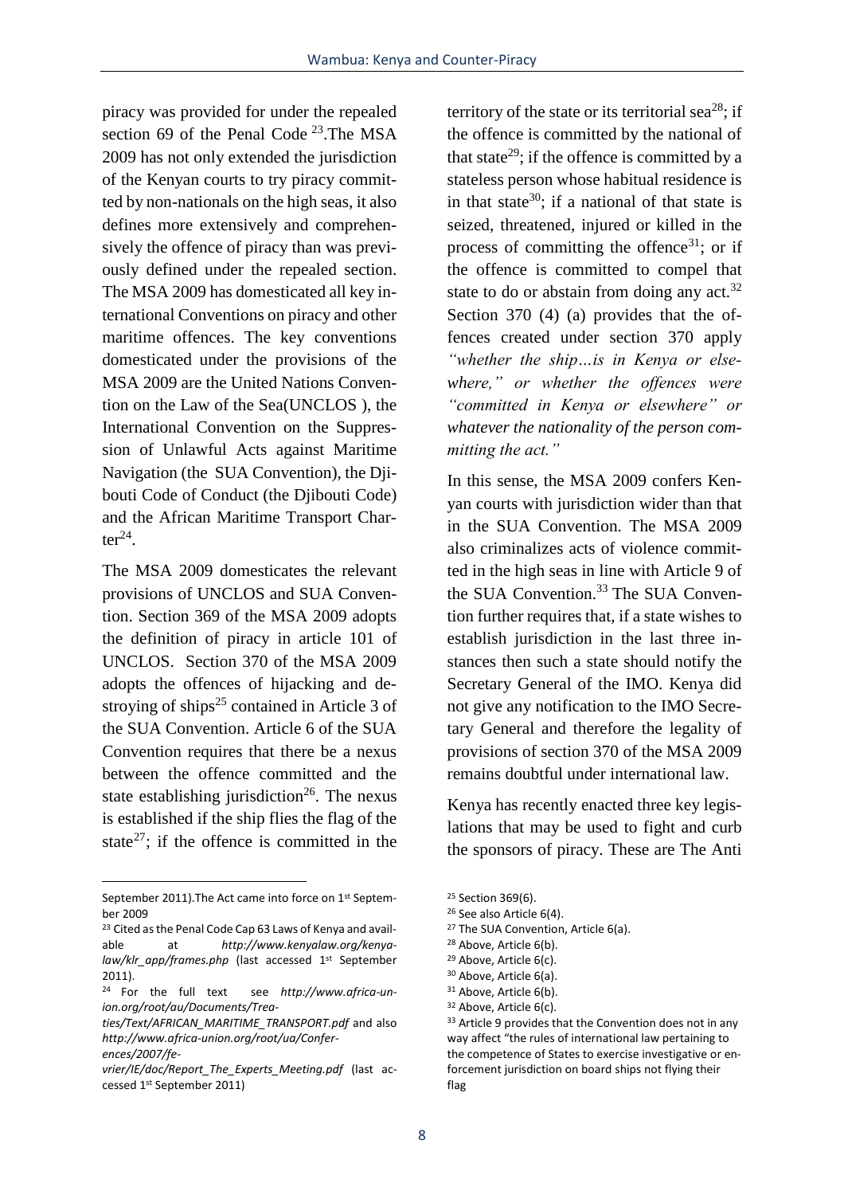piracy was provided for under the repealed section 69 of the Penal Code [23].The MSA 2009 has not only extended the jurisdiction of the Kenyan courts to try piracy committed by non-nationals on the high seas, it also defines more extensively and comprehensively the offence of piracy than was previously defined under the repealed section. The MSA 2009 has domesticated all key international Conventions on piracy and other maritime offences. The key conventions domesticated under the provisions of the MSA 2009 are the United Nations Convention on the Law of the Sea(UNCLOS ), the International Convention on the Suppression of Unlawful Acts against Maritime Navigation (the SUA Convention), the Djibouti Code of Conduct (the Djibouti Code) and the African Maritime Transport Charter[24].

The MSA 2009 domesticates the relevant provisions of UNCLOS and SUA Convention. Section 369 of the MSA 2009 adopts the definition of piracy in article 101 of UNCLOS. Section 370 of the MSA 2009 adopts the offences of hijacking and destroying of ships[25] contained in Article 3 of the SUA Convention. Article 6 of the SUA Convention requires that there be a nexus between the offence committed and the state establishing jurisdiction[26]. The nexus is established if the ship flies the flag of the state[27]; if the offence is committed in the territory of the state or its territorial sea[28]; if the offence is committed by the national of that state[29]; if the offence is committed by a stateless person whose habitual residence is in that state[30]; if a national of that state is seized, threatened, injured or killed in the process of committing the offence[31]; or if the offence is committed to compel that state to do or abstain from doing any act.[32] Section 370 (4) (a) provides that the offences created under section 370 apply *"whether the ship…is in Kenya or elsewhere," or whether the offences were "committed in Kenya or elsewhere" or whatever the nationality of the person committing the act."*

In this sense, the MSA 2009 confers Kenyan courts with jurisdiction wider than that in the SUA Convention. The MSA 2009 also criminalizes acts of violence committed in the high seas in line with Article 9 of the SUA Convention.[33] The SUA Convention further requires that, if a state wishes to establish jurisdiction in the last three instances then such a state should notify the Secretary General of the IMO. Kenya did not give any notification to the IMO Secretary General and therefore the legality of provisions of section 370 of the MSA 2009 remains doubtful under international law.

Kenya has recently enacted three key legislations that may be used to fight and curb the sponsors of piracy. These are The Anti

---

September 2011).The Act came into force on 1st September 2009

[23] Cited as the Penal Code Cap 63 Laws of Kenya and available at *http://www.kenyalaw.org/kenya-law/klr_app/frames.php* (last accessed 1st September 2011).

[24] For the full text see *http://www.africa-union.org/root/au/Documents/Treaties/Text/AFRICAN_MARITIME_TRANSPORT.pdf* and also *http://www.africa-union.org/root/ua/Conferences/2007/fevrier/IE/doc/Report_The_Experts_Meeting.pdf* (last accessed 1st September 2011)

[25] Section 369(6).

[26] See also Article 6(4).

[27] The SUA Convention, Article 6(a).

[28] Above, Article 6(b).

[29] Above, Article 6(c).

[30] Above, Article 6(a).

[31] Above, Article 6(b).

[32] Above, Article 6(c).

[33] Article 9 provides that the Convention does not in any way affect "the rules of international law pertaining to the competence of States to exercise investigative or enforcement jurisdiction on board ships not flying their flag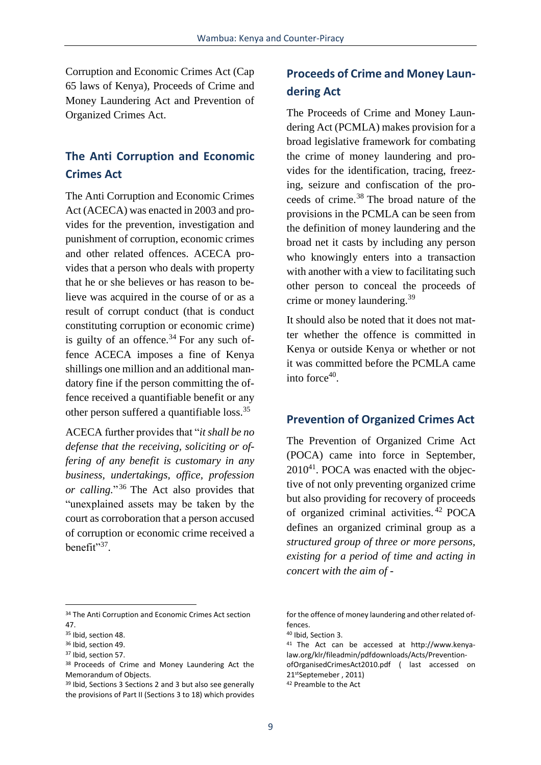Corruption and Economic Crimes Act (Cap 65 laws of Kenya), Proceeds of Crime and Money Laundering Act and Prevention of Organized Crimes Act.

## The Anti Corruption and Economic Crimes Act

The Anti Corruption and Economic Crimes Act (ACECA) was enacted in 2003 and provides for the prevention, investigation and punishment of corruption, economic crimes and other related offences. ACECA provides that a person who deals with property that he or she believes or has reason to believe was acquired in the course of or as a result of corrupt conduct (that is conduct constituting corruption or economic crime) is guilty of an offence.[34] For any such offence ACECA imposes a fine of Kenya shillings one million and an additional mandatory fine if the person committing the offence received a quantifiable benefit or any other person suffered a quantifiable loss.[35]

ACECA further provides that "*it shall be no defense that the receiving, soliciting or offering of any benefit is customary in any business, undertakings, office, profession or calling.*"[36] The Act also provides that "unexplained assets may be taken by the court as corroboration that a person accused of corruption or economic crime received a benefit"[37].

## Proceeds of Crime and Money Laundering Act

The Proceeds of Crime and Money Laundering Act (PCMLA) makes provision for a broad legislative framework for combating the crime of money laundering and provides for the identification, tracing, freezing, seizure and confiscation of the proceeds of crime.[38] The broad nature of the provisions in the PCMLA can be seen from the definition of money laundering and the broad net it casts by including any person who knowingly enters into a transaction with another with a view to facilitating such other person to conceal the proceeds of crime or money laundering.[39]

It should also be noted that it does not matter whether the offence is committed in Kenya or outside Kenya or whether or not it was committed before the PCMLA came into force[40].

## Prevention of Organized Crimes Act

The Prevention of Organized Crime Act (POCA) came into force in September, 2010[41]. POCA was enacted with the objective of not only preventing organized crime but also providing for recovery of proceeds of organized criminal activities.[42] POCA defines an organized criminal group as a *structured group of three or more persons, existing for a period of time and acting in concert with the aim of -*

---

[34] The Anti Corruption and Economic Crimes Act section 47.

[35] Ibid, section 48.

[36] Ibid, section 49.

[37] Ibid, section 57.

[38] Proceeds of Crime and Money Laundering Act the Memorandum of Objects.

[39] Ibid, Sections 3 Sections 2 and 3 but also see generally the provisions of Part II (Sections 3 to 18) which provides for the offence of money laundering and other related offences.

[40] Ibid, Section 3.

[41] The Act can be accessed at http://www.kenyalaw.org/klr/fileadmin/pdfdownloads/Acts/PreventionofOrganisedCrimesAct2010.pdf ( last accessed on 21stSeptemeber , 2011)

[42] Preamble to the Act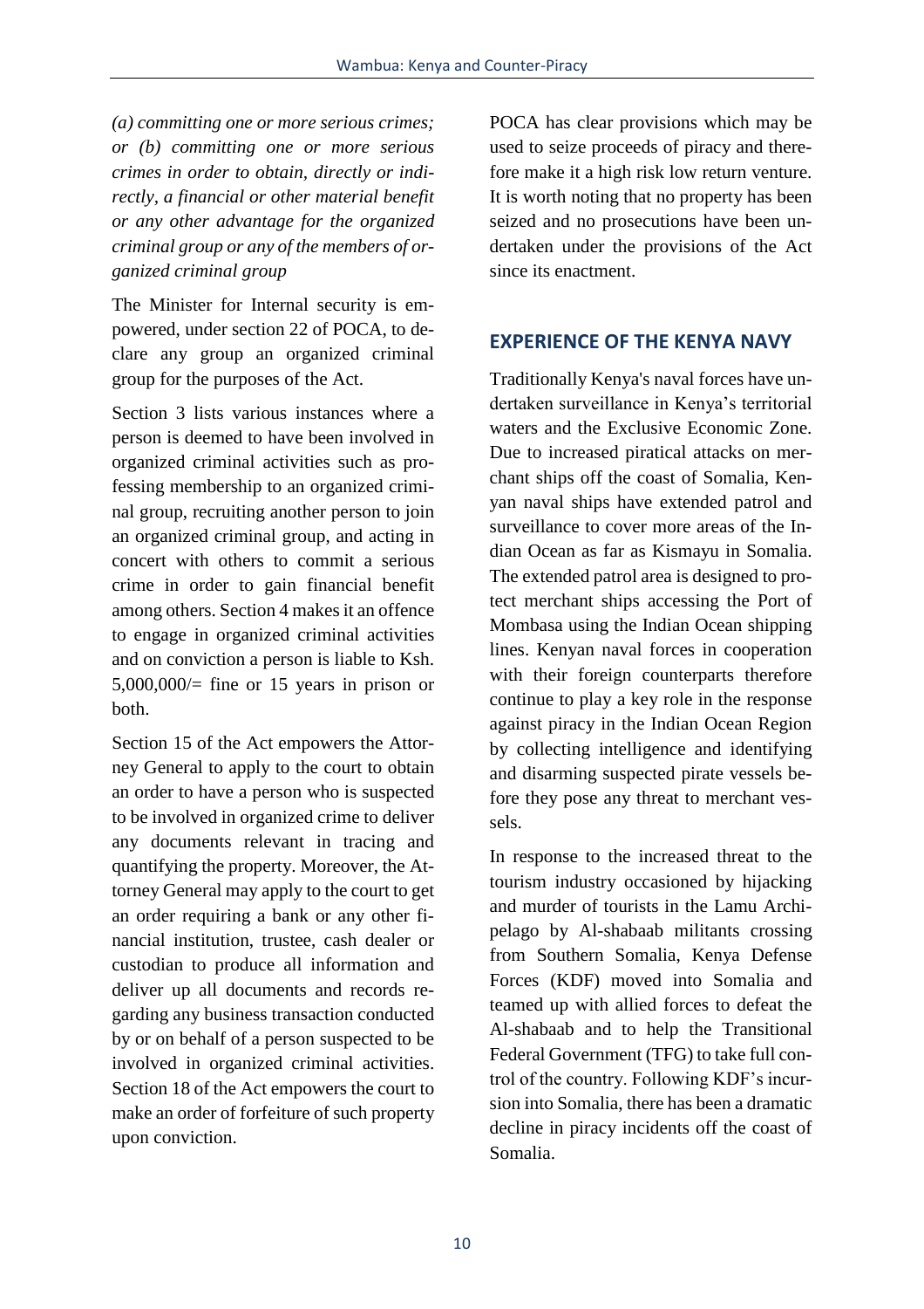*(a) committing one or more serious crimes; or (b) committing one or more serious crimes in order to obtain, directly or indirectly, a financial or other material benefit or any other advantage for the organized criminal group or any of the members of organized criminal group*

The Minister for Internal security is empowered, under section 22 of POCA, to declare any group an organized criminal group for the purposes of the Act.

Section 3 lists various instances where a person is deemed to have been involved in organized criminal activities such as professing membership to an organized criminal group, recruiting another person to join an organized criminal group, and acting in concert with others to commit a serious crime in order to gain financial benefit among others. Section 4 makes it an offence to engage in organized criminal activities and on conviction a person is liable to Ksh. 5,000,000/= fine or 15 years in prison or both.

Section 15 of the Act empowers the Attorney General to apply to the court to obtain an order to have a person who is suspected to be involved in organized crime to deliver any documents relevant in tracing and quantifying the property. Moreover, the Attorney General may apply to the court to get an order requiring a bank or any other financial institution, trustee, cash dealer or custodian to produce all information and deliver up all documents and records regarding any business transaction conducted by or on behalf of a person suspected to be involved in organized criminal activities. Section 18 of the Act empowers the court to make an order of forfeiture of such property upon conviction.

POCA has clear provisions which may be used to seize proceeds of piracy and therefore make it a high risk low return venture. It is worth noting that no property has been seized and no prosecutions have been undertaken under the provisions of the Act since its enactment.

## EXPERIENCE OF THE KENYA NAVY

Traditionally Kenya's naval forces have undertaken surveillance in Kenya's territorial waters and the Exclusive Economic Zone. Due to increased piratical attacks on merchant ships off the coast of Somalia, Kenyan naval ships have extended patrol and surveillance to cover more areas of the Indian Ocean as far as Kismayu in Somalia. The extended patrol area is designed to protect merchant ships accessing the Port of Mombasa using the Indian Ocean shipping lines. Kenyan naval forces in cooperation with their foreign counterparts therefore continue to play a key role in the response against piracy in the Indian Ocean Region by collecting intelligence and identifying and disarming suspected pirate vessels before they pose any threat to merchant vessels.

In response to the increased threat to the tourism industry occasioned by hijacking and murder of tourists in the Lamu Archipelago by Al-shabaab militants crossing from Southern Somalia, Kenya Defense Forces (KDF) moved into Somalia and teamed up with allied forces to defeat the Al-shabaab and to help the Transitional Federal Government (TFG) to take full control of the country. Following KDF's incursion into Somalia, there has been a dramatic decline in piracy incidents off the coast of Somalia.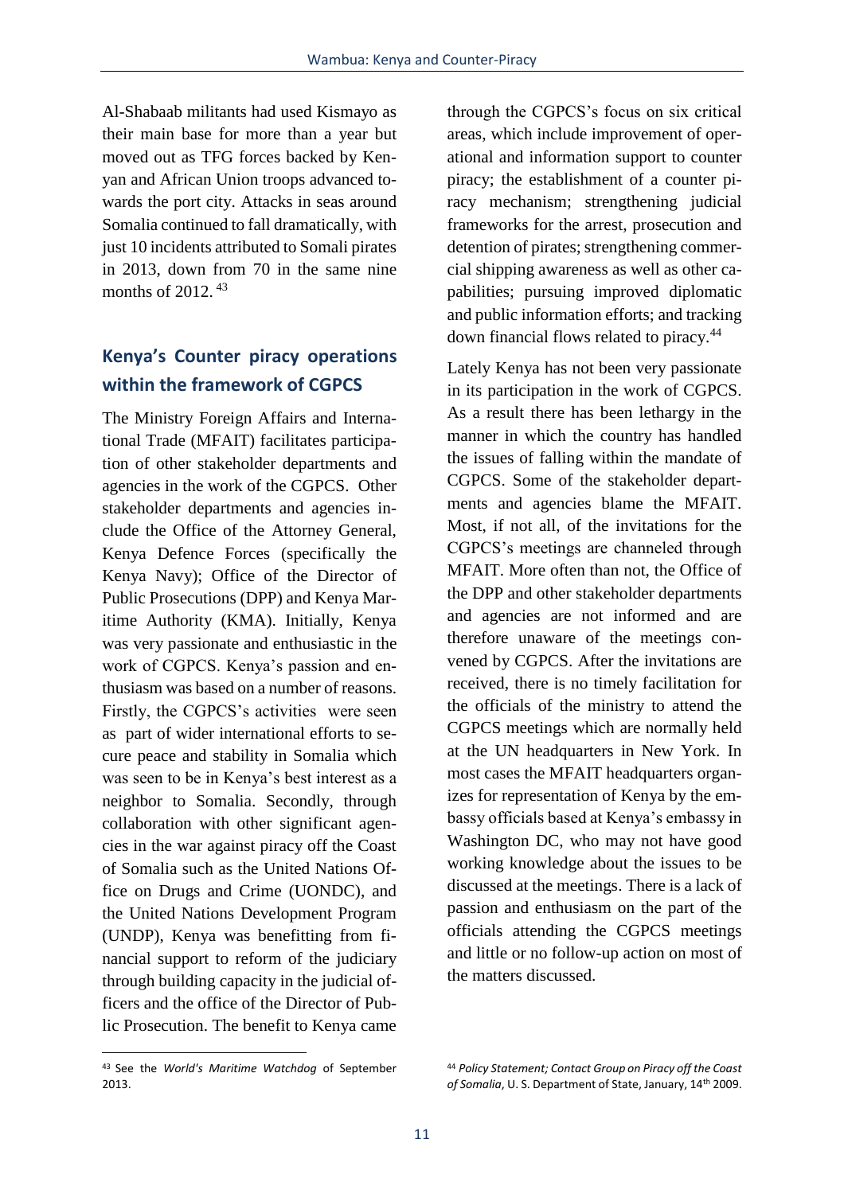Al-Shabaab militants had used Kismayo as their main base for more than a year but moved out as TFG forces backed by Kenyan and African Union troops advanced towards the port city. Attacks in seas around Somalia continued to fall dramatically, with just 10 incidents attributed to Somali pirates in 2013, down from 70 in the same nine months of 2012. [43]

## Kenya's Counter piracy operations within the framework of CGPCS

The Ministry Foreign Affairs and International Trade (MFAIT) facilitates participation of other stakeholder departments and agencies in the work of the CGPCS. Other stakeholder departments and agencies include the Office of the Attorney General, Kenya Defence Forces (specifically the Kenya Navy); Office of the Director of Public Prosecutions (DPP) and Kenya Maritime Authority (KMA). Initially, Kenya was very passionate and enthusiastic in the work of CGPCS. Kenya's passion and enthusiasm was based on a number of reasons. Firstly, the CGPCS's activities were seen as part of wider international efforts to secure peace and stability in Somalia which was seen to be in Kenya's best interest as a neighbor to Somalia. Secondly, through collaboration with other significant agencies in the war against piracy off the Coast of Somalia such as the United Nations Office on Drugs and Crime (UONDC), and the United Nations Development Program (UNDP), Kenya was benefitting from financial support to reform of the judiciary through building capacity in the judicial officers and the office of the Director of Public Prosecution. The benefit to Kenya came through the CGPCS's focus on six critical areas, which include improvement of operational and information support to counter piracy; the establishment of a counter piracy mechanism; strengthening judicial frameworks for the arrest, prosecution and detention of pirates; strengthening commercial shipping awareness as well as other capabilities; pursuing improved diplomatic and public information efforts; and tracking down financial flows related to piracy.[44]

Lately Kenya has not been very passionate in its participation in the work of CGPCS. As a result there has been lethargy in the manner in which the country has handled the issues of falling within the mandate of CGPCS. Some of the stakeholder departments and agencies blame the MFAIT. Most, if not all, of the invitations for the CGPCS's meetings are channeled through MFAIT. More often than not, the Office of the DPP and other stakeholder departments and agencies are not informed and are therefore unaware of the meetings convened by CGPCS. After the invitations are received, there is no timely facilitation for the officials of the ministry to attend the CGPCS meetings which are normally held at the UN headquarters in New York. In most cases the MFAIT headquarters organizes for representation of Kenya by the embassy officials based at Kenya's embassy in Washington DC, who may not have good working knowledge about the issues to be discussed at the meetings. There is a lack of passion and enthusiasm on the part of the officials attending the CGPCS meetings and little or no follow-up action on most of the matters discussed.

---

[43] See the *World's Maritime Watchdog* of September 2013.

[44] *Policy Statement; Contact Group on Piracy off the Coast of Somalia*, U. S. Department of State, January, 14th 2009.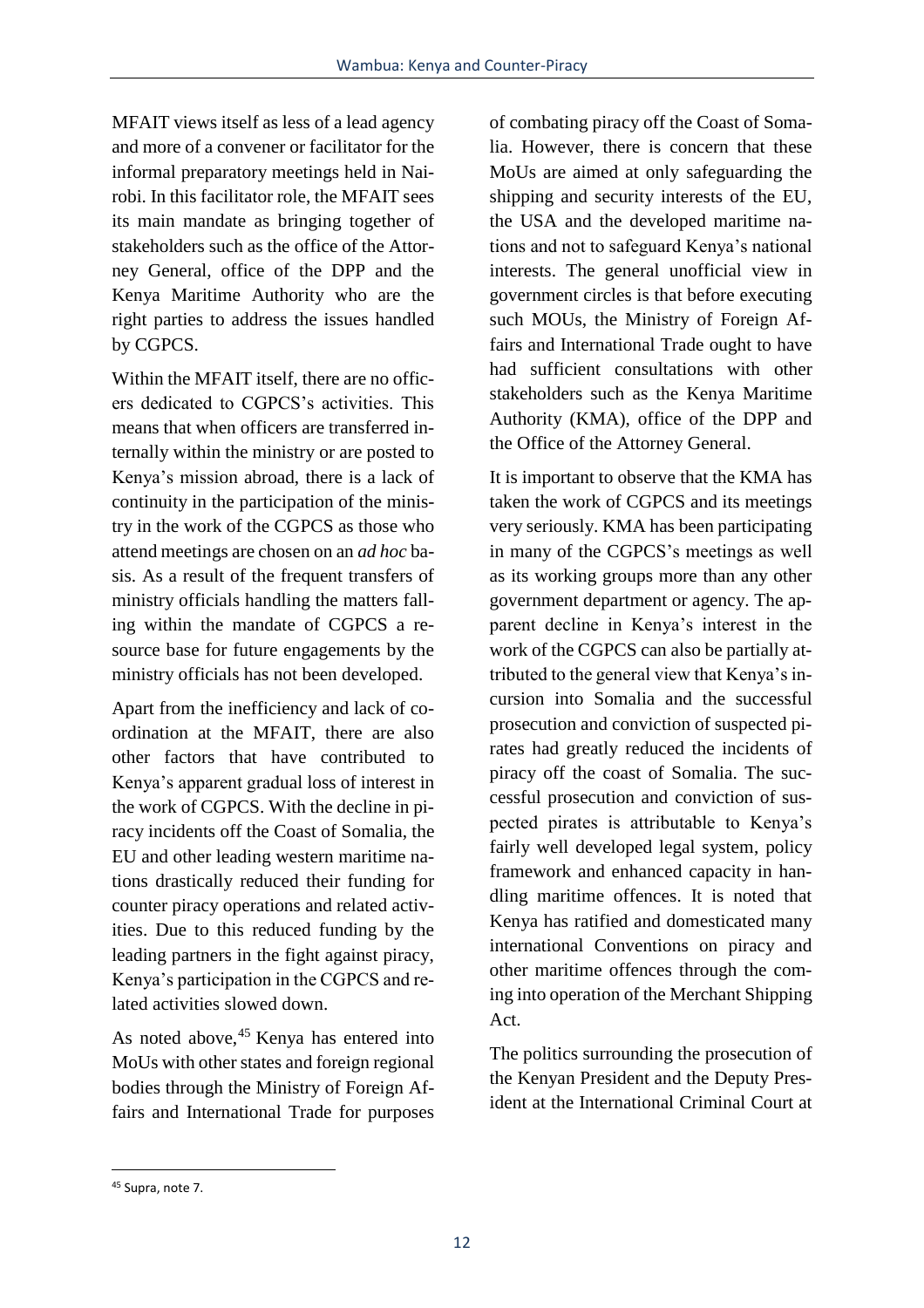MFAIT views itself as less of a lead agency and more of a convener or facilitator for the informal preparatory meetings held in Nairobi. In this facilitator role, the MFAIT sees its main mandate as bringing together of stakeholders such as the office of the Attorney General, office of the DPP and the Kenya Maritime Authority who are the right parties to address the issues handled by CGPCS.

Within the MFAIT itself, there are no officers dedicated to CGPCS's activities. This means that when officers are transferred internally within the ministry or are posted to Kenya's mission abroad, there is a lack of continuity in the participation of the ministry in the work of the CGPCS as those who attend meetings are chosen on an *ad hoc* basis. As a result of the frequent transfers of ministry officials handling the matters falling within the mandate of CGPCS a resource base for future engagements by the ministry officials has not been developed.

Apart from the inefficiency and lack of coordination at the MFAIT, there are also other factors that have contributed to Kenya's apparent gradual loss of interest in the work of CGPCS. With the decline in piracy incidents off the Coast of Somalia, the EU and other leading western maritime nations drastically reduced their funding for counter piracy operations and related activities. Due to this reduced funding by the leading partners in the fight against piracy, Kenya's participation in the CGPCS and related activities slowed down.

As noted above,[45] Kenya has entered into MoUs with other states and foreign regional bodies through the Ministry of Foreign Affairs and International Trade for purposes of combating piracy off the Coast of Somalia. However, there is concern that these MoUs are aimed at only safeguarding the shipping and security interests of the EU, the USA and the developed maritime nations and not to safeguard Kenya's national interests. The general unofficial view in government circles is that before executing such MOUs, the Ministry of Foreign Affairs and International Trade ought to have had sufficient consultations with other stakeholders such as the Kenya Maritime Authority (KMA), office of the DPP and the Office of the Attorney General.

It is important to observe that the KMA has taken the work of CGPCS and its meetings very seriously. KMA has been participating in many of the CGPCS's meetings as well as its working groups more than any other government department or agency. The apparent decline in Kenya's interest in the work of the CGPCS can also be partially attributed to the general view that Kenya's incursion into Somalia and the successful prosecution and conviction of suspected pirates had greatly reduced the incidents of piracy off the coast of Somalia. The successful prosecution and conviction of suspected pirates is attributable to Kenya's fairly well developed legal system, policy framework and enhanced capacity in handling maritime offences. It is noted that Kenya has ratified and domesticated many international Conventions on piracy and other maritime offences through the coming into operation of the Merchant Shipping Act.

The politics surrounding the prosecution of the Kenyan President and the Deputy President at the International Criminal Court at

[45] Supra, note 7.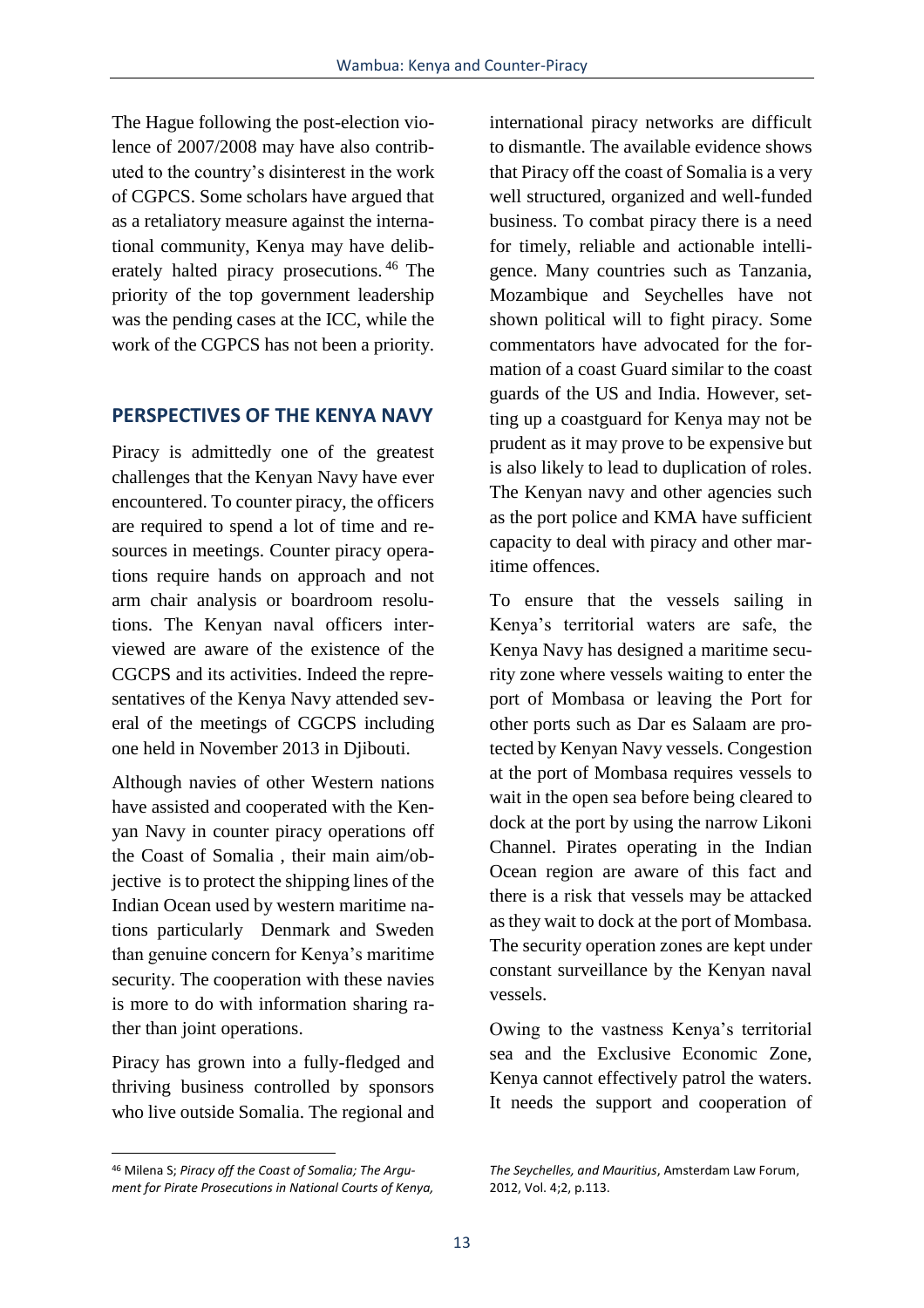The Hague following the post-election violence of 2007/2008 may have also contributed to the country's disinterest in the work of CGPCS. Some scholars have argued that as a retaliatory measure against the international community, Kenya may have deliberately halted piracy prosecutions.[46] The priority of the top government leadership was the pending cases at the ICC, while the work of the CGPCS has not been a priority.

## PERSPECTIVES OF THE KENYA NAVY

Piracy is admittedly one of the greatest challenges that the Kenyan Navy have ever encountered. To counter piracy, the officers are required to spend a lot of time and resources in meetings. Counter piracy operations require hands on approach and not arm chair analysis or boardroom resolutions. The Kenyan naval officers interviewed are aware of the existence of the CGCPS and its activities. Indeed the representatives of the Kenya Navy attended several of the meetings of CGCPS including one held in November 2013 in Djibouti.

Although navies of other Western nations have assisted and cooperated with the Kenyan Navy in counter piracy operations off the Coast of Somalia , their main aim/objective is to protect the shipping lines of the Indian Ocean used by western maritime nations particularly Denmark and Sweden than genuine concern for Kenya's maritime security. The cooperation with these navies is more to do with information sharing rather than joint operations.

Piracy has grown into a fully-fledged and thriving business controlled by sponsors who live outside Somalia. The regional and international piracy networks are difficult to dismantle. The available evidence shows that Piracy off the coast of Somalia is a very well structured, organized and well-funded business. To combat piracy there is a need for timely, reliable and actionable intelligence. Many countries such as Tanzania, Mozambique and Seychelles have not shown political will to fight piracy. Some commentators have advocated for the formation of a coast Guard similar to the coast guards of the US and India. However, setting up a coastguard for Kenya may not be prudent as it may prove to be expensive but is also likely to lead to duplication of roles. The Kenyan navy and other agencies such as the port police and KMA have sufficient capacity to deal with piracy and other maritime offences.

To ensure that the vessels sailing in Kenya's territorial waters are safe, the Kenya Navy has designed a maritime security zone where vessels waiting to enter the port of Mombasa or leaving the Port for other ports such as Dar es Salaam are protected by Kenyan Navy vessels. Congestion at the port of Mombasa requires vessels to wait in the open sea before being cleared to dock at the port by using the narrow Likoni Channel. Pirates operating in the Indian Ocean region are aware of this fact and there is a risk that vessels may be attacked as they wait to dock at the port of Mombasa. The security operation zones are kept under constant surveillance by the Kenyan naval vessels.

Owing to the vastness Kenya's territorial sea and the Exclusive Economic Zone, Kenya cannot effectively patrol the waters. It needs the support and cooperation of

---

[46] Milena S; *Piracy off the Coast of Somalia; The Argument for Pirate Prosecutions in National Courts of Kenya, The Seychelles, and Mauritius*, Amsterdam Law Forum, 2012, Vol. 4;2, p.113.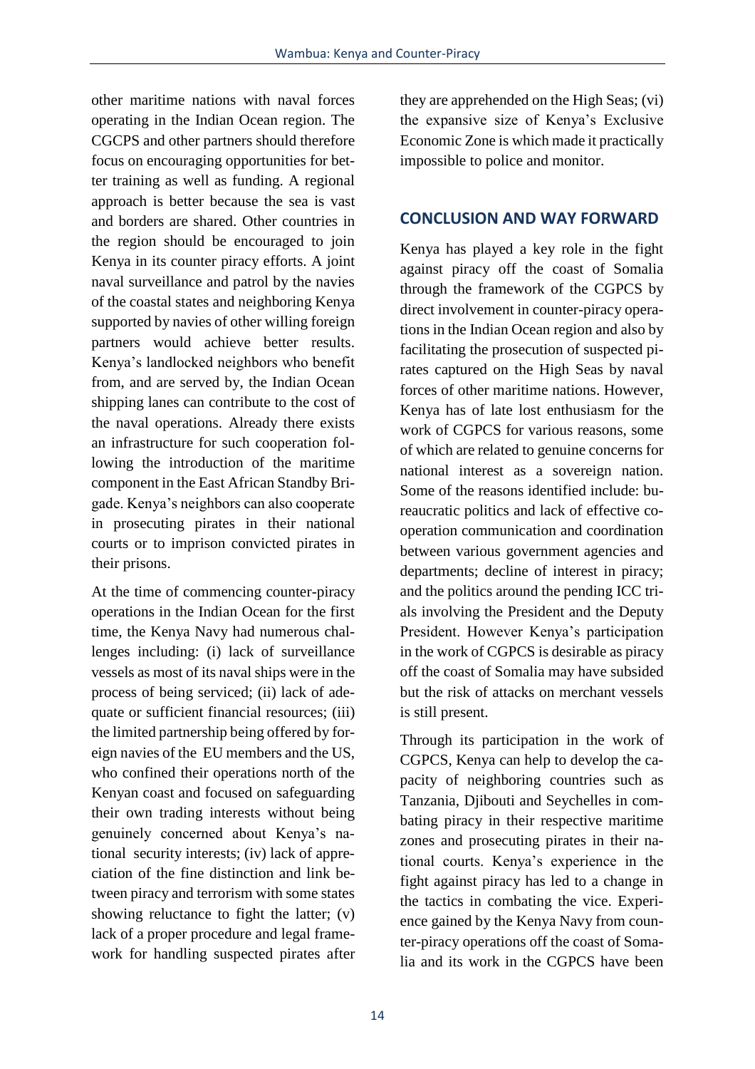other maritime nations with naval forces operating in the Indian Ocean region. The CGCPS and other partners should therefore focus on encouraging opportunities for better training as well as funding. A regional approach is better because the sea is vast and borders are shared. Other countries in the region should be encouraged to join Kenya in its counter piracy efforts. A joint naval surveillance and patrol by the navies of the coastal states and neighboring Kenya supported by navies of other willing foreign partners would achieve better results. Kenya's landlocked neighbors who benefit from, and are served by, the Indian Ocean shipping lanes can contribute to the cost of the naval operations. Already there exists an infrastructure for such cooperation following the introduction of the maritime component in the East African Standby Brigade. Kenya's neighbors can also cooperate in prosecuting pirates in their national courts or to imprison convicted pirates in their prisons.

At the time of commencing counter-piracy operations in the Indian Ocean for the first time, the Kenya Navy had numerous challenges including: (i) lack of surveillance vessels as most of its naval ships were in the process of being serviced; (ii) lack of adequate or sufficient financial resources; (iii) the limited partnership being offered by foreign navies of the EU members and the US, who confined their operations north of the Kenyan coast and focused on safeguarding their own trading interests without being genuinely concerned about Kenya's national security interests; (iv) lack of appreciation of the fine distinction and link between piracy and terrorism with some states showing reluctance to fight the latter; (v) lack of a proper procedure and legal framework for handling suspected pirates after they are apprehended on the High Seas; (vi) the expansive size of Kenya's Exclusive Economic Zone is which made it practically impossible to police and monitor.

## CONCLUSION AND WAY FORWARD

Kenya has played a key role in the fight against piracy off the coast of Somalia through the framework of the CGPCS by direct involvement in counter-piracy operations in the Indian Ocean region and also by facilitating the prosecution of suspected pirates captured on the High Seas by naval forces of other maritime nations. However, Kenya has of late lost enthusiasm for the work of CGPCS for various reasons, some of which are related to genuine concerns for national interest as a sovereign nation. Some of the reasons identified include: bureaucratic politics and lack of effective cooperation communication and coordination between various government agencies and departments; decline of interest in piracy; and the politics around the pending ICC trials involving the President and the Deputy President. However Kenya's participation in the work of CGPCS is desirable as piracy off the coast of Somalia may have subsided but the risk of attacks on merchant vessels is still present.

Through its participation in the work of CGPCS, Kenya can help to develop the capacity of neighboring countries such as Tanzania, Djibouti and Seychelles in combating piracy in their respective maritime zones and prosecuting pirates in their national courts. Kenya's experience in the fight against piracy has led to a change in the tactics in combating the vice. Experience gained by the Kenya Navy from counter-piracy operations off the coast of Somalia and its work in the CGPCS have been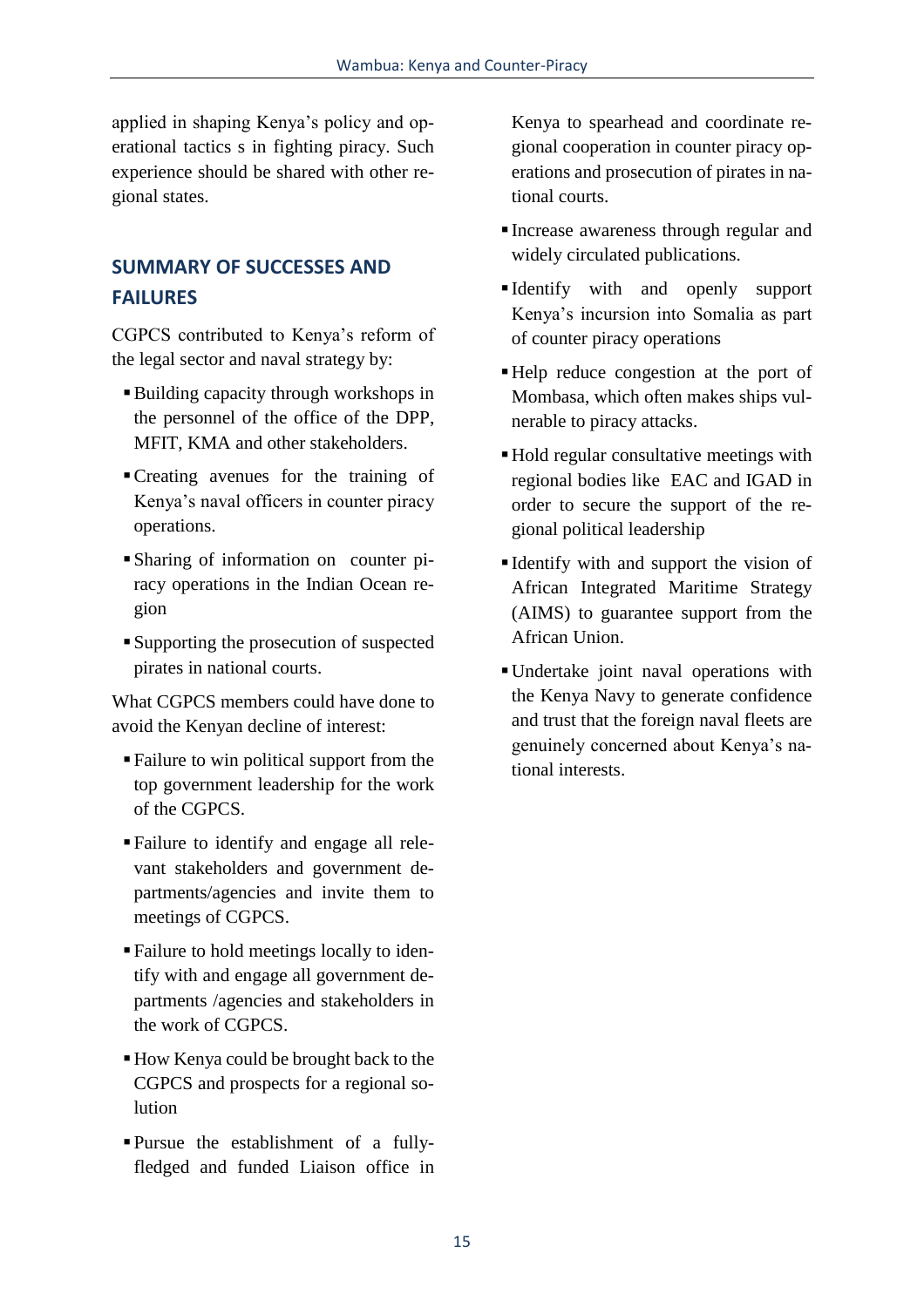applied in shaping Kenya's policy and operational tactics s in fighting piracy. Such experience should be shared with other regional states.

## SUMMARY OF SUCCESSES AND FAILURES

CGPCS contributed to Kenya's reform of the legal sector and naval strategy by:

- Building capacity through workshops in the personnel of the office of the DPP, MFIT, KMA and other stakeholders.
- Creating avenues for the training of Kenya's naval officers in counter piracy operations.
- Sharing of information on counter piracy operations in the Indian Ocean region
- Supporting the prosecution of suspected pirates in national courts.

What CGPCS members could have done to avoid the Kenyan decline of interest:

- Failure to win political support from the top government leadership for the work of the CGPCS.
- Failure to identify and engage all relevant stakeholders and government departments/agencies and invite them to meetings of CGPCS.
- Failure to hold meetings locally to identify with and engage all government departments /agencies and stakeholders in the work of CGPCS.
- How Kenya could be brought back to the CGPCS and prospects for a regional solution
- Pursue the establishment of a fully-fledged and funded Liaison office in Kenya to spearhead and coordinate regional cooperation in counter piracy operations and prosecution of pirates in national courts.
- Increase awareness through regular and widely circulated publications.
- Identify with and openly support Kenya's incursion into Somalia as part of counter piracy operations
- Help reduce congestion at the port of Mombasa, which often makes ships vulnerable to piracy attacks.
- Hold regular consultative meetings with regional bodies like EAC and IGAD in order to secure the support of the regional political leadership
- Identify with and support the vision of African Integrated Maritime Strategy (AIMS) to guarantee support from the African Union.
- Undertake joint naval operations with the Kenya Navy to generate confidence and trust that the foreign naval fleets are genuinely concerned about Kenya's national interests.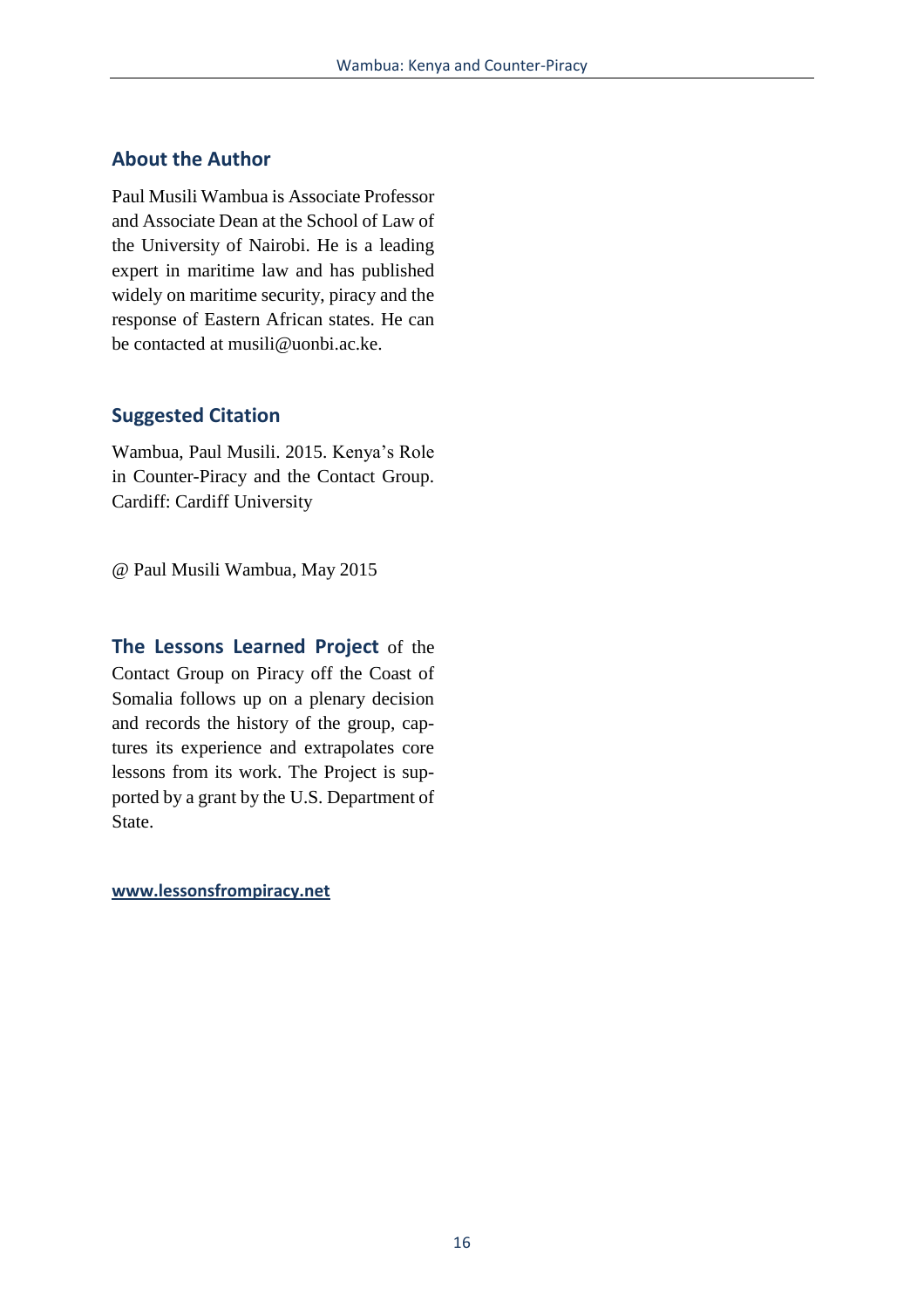## About the Author

Paul Musili Wambua is Associate Professor and Associate Dean at the School of Law of the University of Nairobi. He is a leading expert in maritime law and has published widely on maritime security, piracy and the response of Eastern African states. He can be contacted at musili@uonbi.ac.ke.

## Suggested Citation

Wambua, Paul Musili. 2015. Kenya's Role in Counter-Piracy and the Contact Group. Cardiff: Cardiff University

@ Paul Musili Wambua, May 2015

**The Lessons Learned Project** of the Contact Group on Piracy off the Coast of Somalia follows up on a plenary decision and records the history of the group, captures its experience and extrapolates core lessons from its work. The Project is supported by a grant by the U.S. Department of State.

**www.lessonsfrompiracy.net**